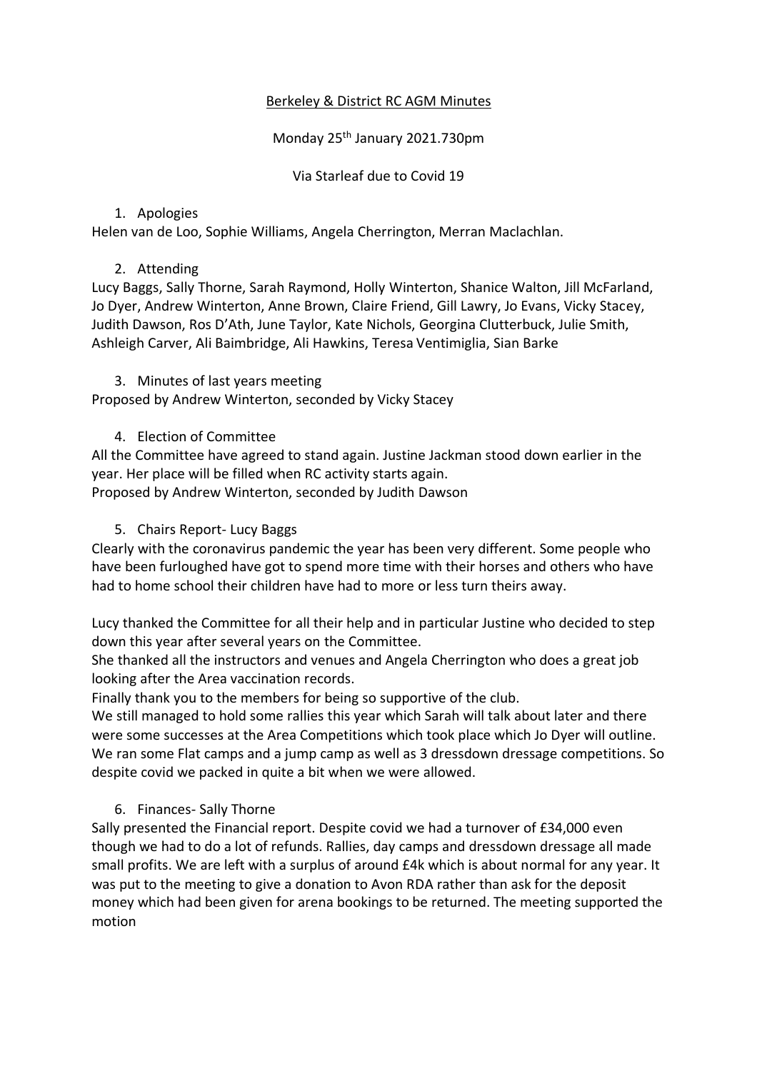# Berkeley & District RC AGM Minutes

Monday 25th January 2021.730pm

Via Starleaf due to Covid 19

1. Apologies

Helen van de Loo, Sophie Williams, Angela Cherrington, Merran Maclachlan.

2. Attending

Lucy Baggs, Sally Thorne, Sarah Raymond, Holly Winterton, Shanice Walton, Jill McFarland, Jo Dyer, Andrew Winterton, Anne Brown, Claire Friend, Gill Lawry, Jo Evans, Vicky Stacey, Judith Dawson, Ros D'Ath, June Taylor, Kate Nichols, Georgina Clutterbuck, Julie Smith, Ashleigh Carver, Ali Baimbridge, Ali Hawkins, Teresa Ventimiglia, Sian Barke

3. Minutes of last years meeting

Proposed by Andrew Winterton, seconded by Vicky Stacey

4. Election of Committee

All the Committee have agreed to stand again. Justine Jackman stood down earlier in the year. Her place will be filled when RC activity starts again.
Proposed by Andrew Winterton, seconded by Judith Dawson

5. Chairs Report- Lucy Baggs

Clearly with the coronavirus pandemic the year has been very different. Some people who have been furloughed have got to spend more time with their horses and others who have had to home school their children have had to more or less turn theirs away.

Lucy thanked the Committee for all their help and in particular Justine who decided to step down this year after several years on the Committee.
She thanked all the instructors and venues and Angela Cherrington who does a great job looking after the Area vaccination records.
Finally thank you to the members for being so supportive of the club.
We still managed to hold some rallies this year which Sarah will talk about later and there were some successes at the Area Competitions which took place which Jo Dyer will outline. We ran some Flat camps and a jump camp as well as 3 dressdown dressage competitions. So despite covid we packed in quite a bit when we were allowed.

6. Finances- Sally Thorne

Sally presented the Financial report. Despite covid we had a turnover of £34,000 even though we had to do a lot of refunds. Rallies, day camps and dressdown dressage all made small profits. We are left with a surplus of around £4k which is about normal for any year. It was put to the meeting to give a donation to Avon RDA rather than ask for the deposit money which had been given for arena bookings to be returned. The meeting supported the motion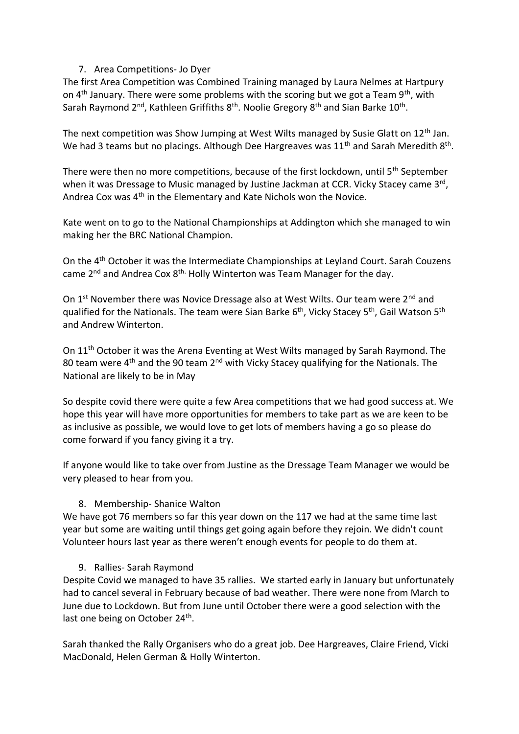7. Area Competitions- Jo Dyer

The first Area Competition was Combined Training managed by Laura Nelmes at Hartpury on 4th January. There were some problems with the scoring but we got a Team 9th, with Sarah Raymond 2nd, Kathleen Griffiths 8th. Noolie Gregory 8th and Sian Barke 10th.

The next competition was Show Jumping at West Wilts managed by Susie Glatt on 12th Jan. We had 3 teams but no placings. Although Dee Hargreaves was 11th and Sarah Meredith 8th.

There were then no more competitions, because of the first lockdown, until 5th September when it was Dressage to Music managed by Justine Jackman at CCR. Vicky Stacey came 3rd, Andrea Cox was 4th in the Elementary and Kate Nichols won the Novice.

Kate went on to go to the National Championships at Addington which she managed to win making her the BRC National Champion.

On the 4th October it was the Intermediate Championships at Leyland Court. Sarah Couzens came 2nd and Andrea Cox 8th. Holly Winterton was Team Manager for the day.

On 1st November there was Novice Dressage also at West Wilts. Our team were 2nd and qualified for the Nationals. The team were Sian Barke 6th, Vicky Stacey 5th, Gail Watson 5th and Andrew Winterton.

On 11th October it was the Arena Eventing at West Wilts managed by Sarah Raymond. The 80 team were 4th and the 90 team 2nd with Vicky Stacey qualifying for the Nationals. The National are likely to be in May

So despite covid there were quite a few Area competitions that we had good success at. We hope this year will have more opportunities for members to take part as we are keen to be as inclusive as possible, we would love to get lots of members having a go so please do come forward if you fancy giving it a try.

If anyone would like to take over from Justine as the Dressage Team Manager we would be very pleased to hear from you.

8. Membership- Shanice Walton

We have got 76 members so far this year down on the 117 we had at the same time last year but some are waiting until things get going again before they rejoin. We didn't count Volunteer hours last year as there weren't enough events for people to do them at.

9. Rallies- Sarah Raymond

Despite Covid we managed to have 35 rallies. We started early in January but unfortunately had to cancel several in February because of bad weather. There were none from March to June due to Lockdown. But from June until October there were a good selection with the last one being on October 24th.

Sarah thanked the Rally Organisers who do a great job. Dee Hargreaves, Claire Friend, Vicki MacDonald, Helen German & Holly Winterton.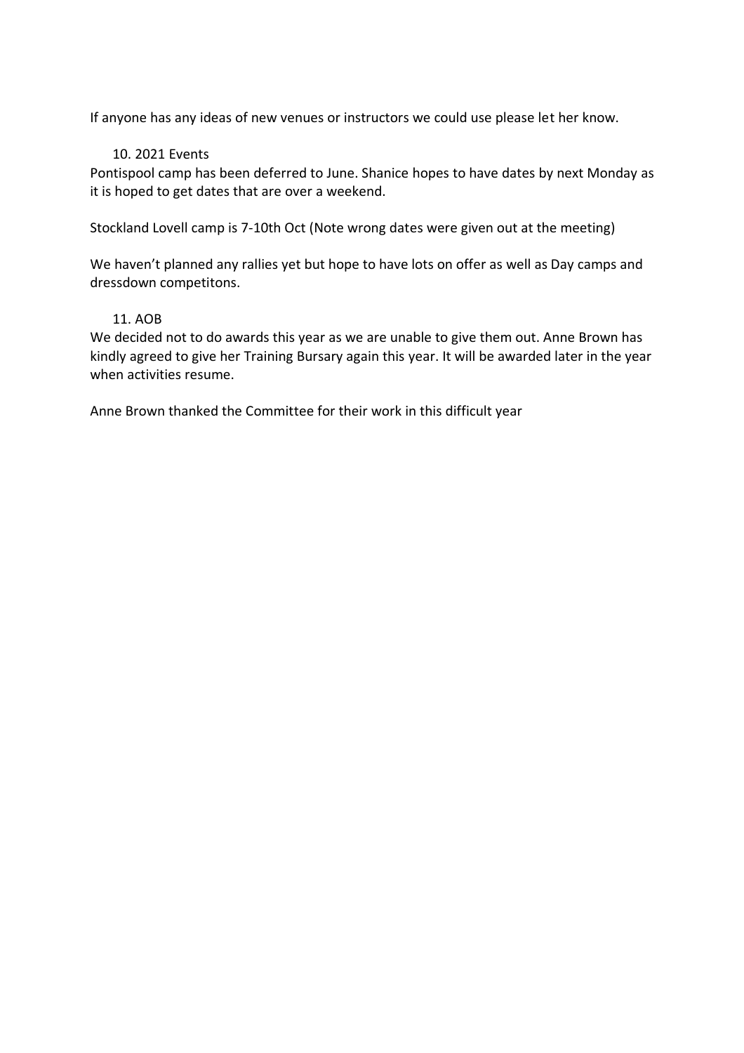If anyone has any ideas of new venues or instructors we could use please let her know.

10. 2021 Events

Pontispool camp has been deferred to June. Shanice hopes to have dates by next Monday as it is hoped to get dates that are over a weekend.

Stockland Lovell camp is 7-10th Oct (Note wrong dates were given out at the meeting)

We haven't planned any rallies yet but hope to have lots on offer as well as Day camps and dressdown competitons.

11. AOB

We decided not to do awards this year as we are unable to give them out. Anne Brown has kindly agreed to give her Training Bursary again this year. It will be awarded later in the year when activities resume.

Anne Brown thanked the Committee for their work in this difficult year